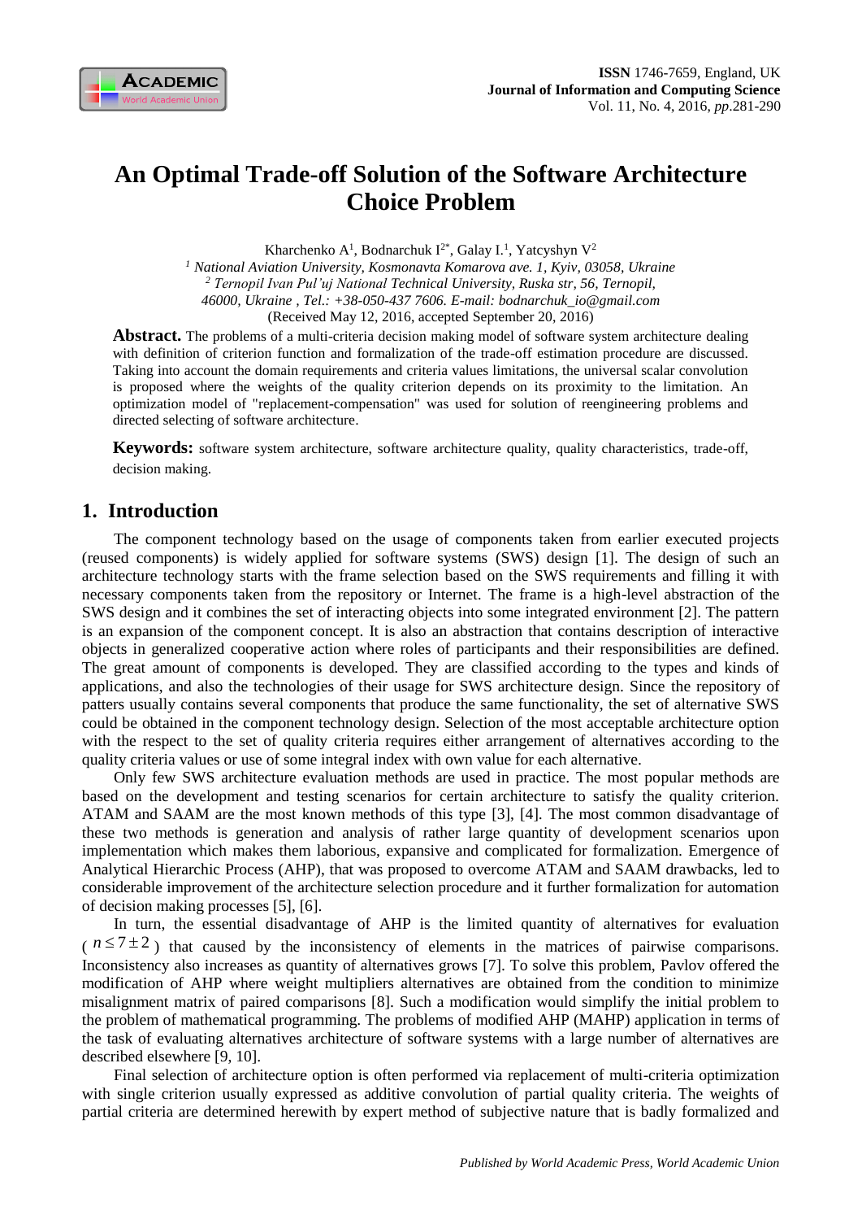# An Optimal Trade-off Solution of the Software Architecture Choice Problem

Kharchenko A[1], Bodnarchuk I[2*], Galay I.[1], Yatcyshyn V[2]

[1] *National Aviation University, Kosmonavta Komarova ave. 1, Kyiv, 03058, Ukraine*

[2] *Ternopil Ivan Pul'uj National Technical University, Ruska str, 56, Ternopil, 46000, Ukraine , Tel.: +38-050-437 7606. E-mail: bodnarchuk_io@gmail.com*

(Received May 12, 2016, accepted September 20, 2016)

**Abstract.** The problems of a multi-criteria decision making model of software system architecture dealing with definition of criterion function and formalization of the trade-off estimation procedure are discussed. Taking into account the domain requirements and criteria values limitations, the universal scalar convolution is proposed where the weights of the quality criterion depends on its proximity to the limitation. An optimization model of "replacement-compensation" was used for solution of reengineering problems and directed selecting of software architecture.

**Keywords:** software system architecture, software architecture quality, quality characteristics, trade-off, decision making.

## 1. Introduction

The component technology based on the usage of components taken from earlier executed projects (reused components) is widely applied for software systems (SWS) design [1]. The design of such an architecture technology starts with the frame selection based on the SWS requirements and filling it with necessary components taken from the repository or Internet. The frame is a high-level abstraction of the SWS design and it combines the set of interacting objects into some integrated environment [2]. The pattern is an expansion of the component concept. It is also an abstraction that contains description of interactive objects in generalized cooperative action where roles of participants and their responsibilities are defined. The great amount of components is developed. They are classified according to the types and kinds of applications, and also the technologies of their usage for SWS architecture design. Since the repository of patters usually contains several components that produce the same functionality, the set of alternative SWS could be obtained in the component technology design. Selection of the most acceptable architecture option with the respect to the set of quality criteria requires either arrangement of alternatives according to the quality criteria values or use of some integral index with own value for each alternative.

Only few SWS architecture evaluation methods are used in practice. The most popular methods are based on the development and testing scenarios for certain architecture to satisfy the quality criterion. ATAM and SAAM are the most known methods of this type [3], [4]. The most common disadvantage of these two methods is generation and analysis of rather large quantity of development scenarios upon implementation which makes them laborious, expansive and complicated for formalization. Emergence of Analytical Hierarchic Process (AHP), that was proposed to overcome ATAM and SAAM drawbacks, led to considerable improvement of the architecture selection procedure and it further formalization for automation of decision making processes [5], [6].

In turn, the essential disadvantage of AHP is the limited quantity of alternatives for evaluation ( $n \le 7 \pm 2$ ) that caused by the inconsistency of elements in the matrices of pairwise comparisons. Inconsistency also increases as quantity of alternatives grows [7]. To solve this problem, Pavlov offered the modification of AHP where weight multipliers alternatives are obtained from the condition to minimize misalignment matrix of paired comparisons [8]. Such a modification would simplify the initial problem to the problem of mathematical programming. The problems of modified AHP (MAHP) application in terms of the task of evaluating alternatives architecture of software systems with a large number of alternatives are described elsewhere [9, 10].

Final selection of architecture option is often performed via replacement of multi-criteria optimization with single criterion usually expressed as additive convolution of partial quality criteria. The weights of partial criteria are determined herewith by expert method of subjective nature that is badly formalized and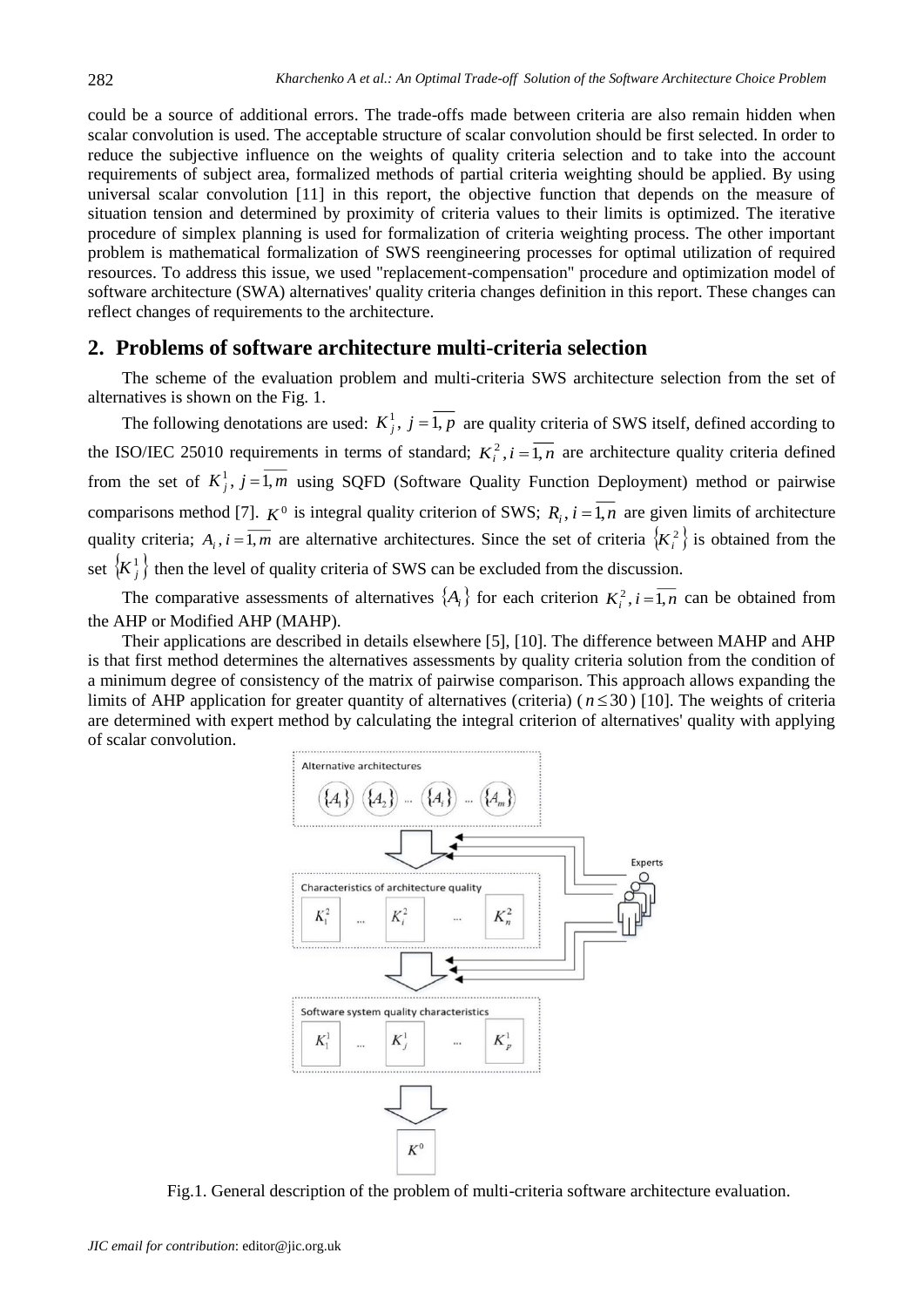could be a source of additional errors. The trade-offs made between criteria are also remain hidden when scalar convolution is used. The acceptable structure of scalar convolution should be first selected. In order to reduce the subjective influence on the weights of quality criteria selection and to take into the account requirements of subject area, formalized methods of partial criteria weighting should be applied. By using universal scalar convolution [11] in this report, the objective function that depends on the measure of situation tension and determined by proximity of criteria values to their limits is optimized. The iterative procedure of simplex planning is used for formalization of criteria weighting process. The other important problem is mathematical formalization of SWS reengineering processes for optimal utilization of required resources. To address this issue, we used "replacement-compensation" procedure and optimization model of software architecture (SWA) alternatives' quality criteria changes definition in this report. These changes can reflect changes of requirements to the architecture.

## 2. Problems of software architecture multi-criteria selection

The scheme of the evaluation problem and multi-criteria SWS architecture selection from the set of alternatives is shown on the Fig. 1.

The following denotations are used: $K_j^1,\ j=\overline{1,p}$ are quality criteria of SWS itself, defined according to the ISO/IEC 25010 requirements in terms of standard; $K_i^2, i=\overline{1,n}$ are architecture quality criteria defined from the set of $K_j^1,\ j=\overline{1,m}$ using SQFD (Software Quality Function Deployment) method or pairwise comparisons method [7]. $K^0$ is integral quality criterion of SWS; $R_i, i=\overline{1,n}$ are given limits of architecture quality criteria; $A_i, i=\overline{1,m}$ are alternative architectures. Since the set of criteria $\{K_i^2\}$ is obtained from the set $\{K_j^1\}$ then the level of quality criteria of SWS can be excluded from the discussion.

The comparative assessments of alternatives $\{A_i\}$ for each criterion $K_i^2, i=\overline{1,n}$ can be obtained from the AHP or Modified AHP (MAHP).

Their applications are described in details elsewhere [5], [10]. The difference between MAHP and AHP is that first method determines the alternatives assessments by quality criteria solution from the condition of a minimum degree of consistency of the matrix of pairwise comparison. This approach allows expanding the limits of AHP application for greater quantity of alternatives (criteria) ($n \le 30$) [10]. The weights of criteria are determined with expert method by calculating the integral criterion of alternatives' quality with applying of scalar convolution.

Alternative architectures

$\{A_1\}$ $\{A_2\}$ ... $\{A_i\}$ ... $\{A_m\}$

Experts

Characteristics of architecture quality

$K_1^2$ ... $K_i^2$ ... $K_n^2$

Software system quality characteristics

$K_1^1$ ... $K_j^1$ ... $K_p^1$

$K^0$

Fig.1. General description of the problem of multi-criteria software architecture evaluation.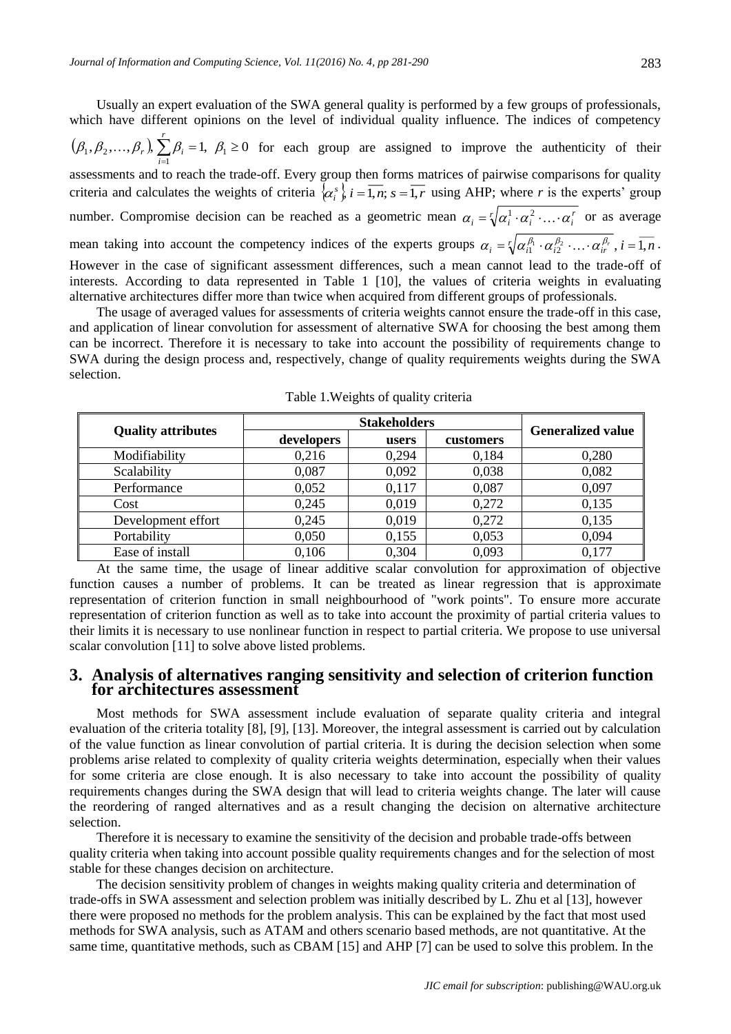Usually an expert evaluation of the SWA general quality is performed by a few groups of professionals, which have different opinions on the level of individual quality influence. The indices of competency $(\beta_1, \beta_2, \ldots, \beta_r), \sum_{i=1}^{r} \beta_i = 1, \ \beta_1 \geq 0$ for each group are assigned to improve the authenticity of their assessments and to reach the trade-off. Every group then forms matrices of pairwise comparisons for quality criteria and calculates the weights of criteria $\{\alpha_i^s\}, i = \overline{1,n}; s = \overline{1,r}$ using AHP; where *r* is the experts' group number. Compromise decision can be reached as a geometric mean $\alpha_i = \sqrt[r]{\alpha_i^1 \cdot \alpha_i^2 \cdot \ldots \cdot \alpha_i^r}$ or as average mean taking into account the competency indices of the experts groups $\alpha_i = \sqrt[r]{\alpha_{i1}^{\beta_1} \cdot \alpha_{i2}^{\beta_2} \cdot \ldots \cdot \alpha_{ir}^{\beta_r}}, i = \overline{1,n}$. However in the case of significant assessment differences, such a mean cannot lead to the trade-off of interests. According to data represented in Table 1 [10], the values of criteria weights in evaluating alternative architectures differ more than twice when acquired from different groups of professionals.

The usage of averaged values for assessments of criteria weights cannot ensure the trade-off in this case, and application of linear convolution for assessment of alternative SWA for choosing the best among them can be incorrect. Therefore it is necessary to take into account the possibility of requirements change to SWA during the design process and, respectively, change of quality requirements weights during the SWA selection.

Table 1.Weights of quality criteria

| Quality attributes | Stakeholders | | | Generalized value |
|---|---|---|---|---|
| | developers | users | customers | |
| Modifiability | 0,216 | 0,294 | 0,184 | 0,280 |
| Scalability | 0,087 | 0,092 | 0,038 | 0,082 |
| Performance | 0,052 | 0,117 | 0,087 | 0,097 |
| Cost | 0,245 | 0,019 | 0,272 | 0,135 |
| Development effort | 0,245 | 0,019 | 0,272 | 0,135 |
| Portability | 0,050 | 0,155 | 0,053 | 0,094 |
| Ease of install | 0,106 | 0,304 | 0,093 | 0,177 |

At the same time, the usage of linear additive scalar convolution for approximation of objective function causes a number of problems. It can be treated as linear regression that is approximate representation of criterion function in small neighbourhood of "work points". To ensure more accurate representation of criterion function as well as to take into account the proximity of partial criteria values to their limits it is necessary to use nonlinear function in respect to partial criteria. We propose to use universal scalar convolution [11] to solve above listed problems.

## 3. Analysis of alternatives ranging sensitivity and selection of criterion function for architectures assessment

Most methods for SWA assessment include evaluation of separate quality criteria and integral evaluation of the criteria totality [8], [9], [13]. Moreover, the integral assessment is carried out by calculation of the value function as linear convolution of partial criteria. It is during the decision selection when some problems arise related to complexity of quality criteria weights determination, especially when their values for some criteria are close enough. It is also necessary to take into account the possibility of quality requirements changes during the SWA design that will lead to criteria weights change. The later will cause the reordering of ranged alternatives and as a result changing the decision on alternative architecture selection.

Therefore it is necessary to examine the sensitivity of the decision and probable trade-offs between quality criteria when taking into account possible quality requirements changes and for the selection of most stable for these changes decision on architecture.

The decision sensitivity problem of changes in weights making quality criteria and determination of trade-offs in SWA assessment and selection problem was initially described by L. Zhu et al [13], however there were proposed no methods for the problem analysis. This can be explained by the fact that most used methods for SWA analysis, such as ATAM and others scenario based methods, are not quantitative. At the same time, quantitative methods, such as CBAM [15] and AHP [7] can be used to solve this problem. In the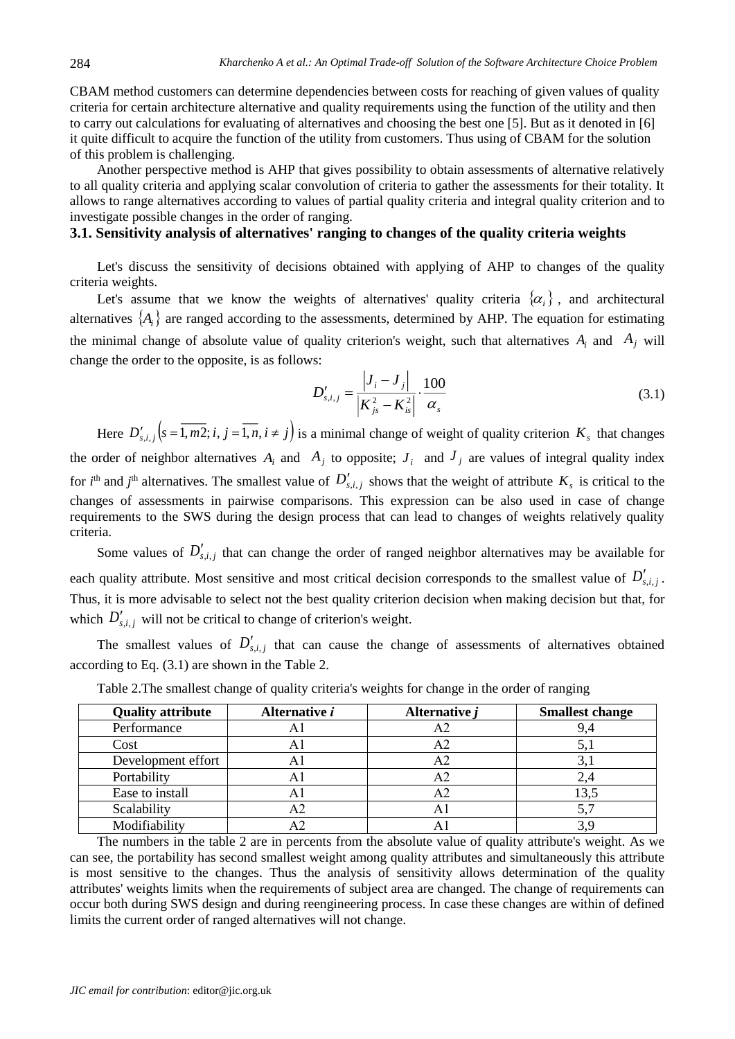CBAM method customers can determine dependencies between costs for reaching of given values of quality criteria for certain architecture alternative and quality requirements using the function of the utility and then to carry out calculations for evaluating of alternatives and choosing the best one [5]. But as it denoted in [6] it quite difficult to acquire the function of the utility from customers. Thus using of CBAM for the solution of this problem is challenging.

Another perspective method is AHP that gives possibility to obtain assessments of alternative relatively to all quality criteria and applying scalar convolution of criteria to gather the assessments for their totality. It allows to range alternatives according to values of partial quality criteria and integral quality criterion and to investigate possible changes in the order of ranging.

### 3.1. Sensitivity analysis of alternatives' ranging to changes of the quality criteria weights

Let's discuss the sensitivity of decisions obtained with applying of AHP to changes of the quality criteria weights.

Let's assume that we know the weights of alternatives' quality criteria $\{\alpha_i\}$, and architectural alternatives $\{A_i\}$ are ranged according to the assessments, determined by AHP. The equation for estimating the minimal change of absolute value of quality criterion's weight, such that alternatives $A_i$ and $A_j$ will change the order to the opposite, is as follows:

$$D'_{s,i,j} = \frac{|J_i - J_j|}{|K_{js}^2 - K_{is}^2|} \cdot \frac{100}{\alpha_s} \tag{3.1}$$

Here $D'_{s,i,j}\left(s = \overline{1, m2}; i, j = \overline{1, n}, i \neq j\right)$ is a minimal change of weight of quality criterion $K_s$ that changes the order of neighbor alternatives $A_i$ and $A_j$ to opposite; $J_i$ and $J_j$ are values of integral quality index for $i^{th}$ and $j^{th}$ alternatives. The smallest value of $D'_{s,i,j}$ shows that the weight of attribute $K_s$ is critical to the changes of assessments in pairwise comparisons. This expression can be also used in case of change requirements to the SWS during the design process that can lead to changes of weights relatively quality criteria.

Some values of $D'_{s,i,j}$ that can change the order of ranged neighbor alternatives may be available for each quality attribute. Most sensitive and most critical decision corresponds to the smallest value of $D'_{s,i,j}$. Thus, it is more advisable to select not the best quality criterion decision when making decision but that, for which $D'_{s,i,j}$ will not be critical to change of criterion's weight.

The smallest values of $D'_{s,i,j}$ that can cause the change of assessments of alternatives obtained according to Eq. (3.1) are shown in the Table 2.

Table 2.The smallest change of quality criteria's weights for change in the order of ranging

| **Quality attribute** | **Alternative *i*** | **Alternative *j*** | **Smallest change** |
|---|---|---|---|
| Performance | A1 | A2 | 9,4 |
| Cost | A1 | A2 | 5,1 |
| Development effort | A1 | A2 | 3,1 |
| Portability | A1 | A2 | 2,4 |
| Ease to install | A1 | A2 | 13,5 |
| Scalability | A2 | A1 | 5,7 |
| Modifiability | A2 | A1 | 3,9 |

The numbers in the table 2 are in percents from the absolute value of quality attribute's weight. As we can see, the portability has second smallest weight among quality attributes and simultaneously this attribute is most sensitive to the changes. Thus the analysis of sensitivity allows determination of the quality attributes' weights limits when the requirements of subject area are changed. The change of requirements can occur both during SWS design and during reengineering process. In case these changes are within of defined limits the current order of ranged alternatives will not change.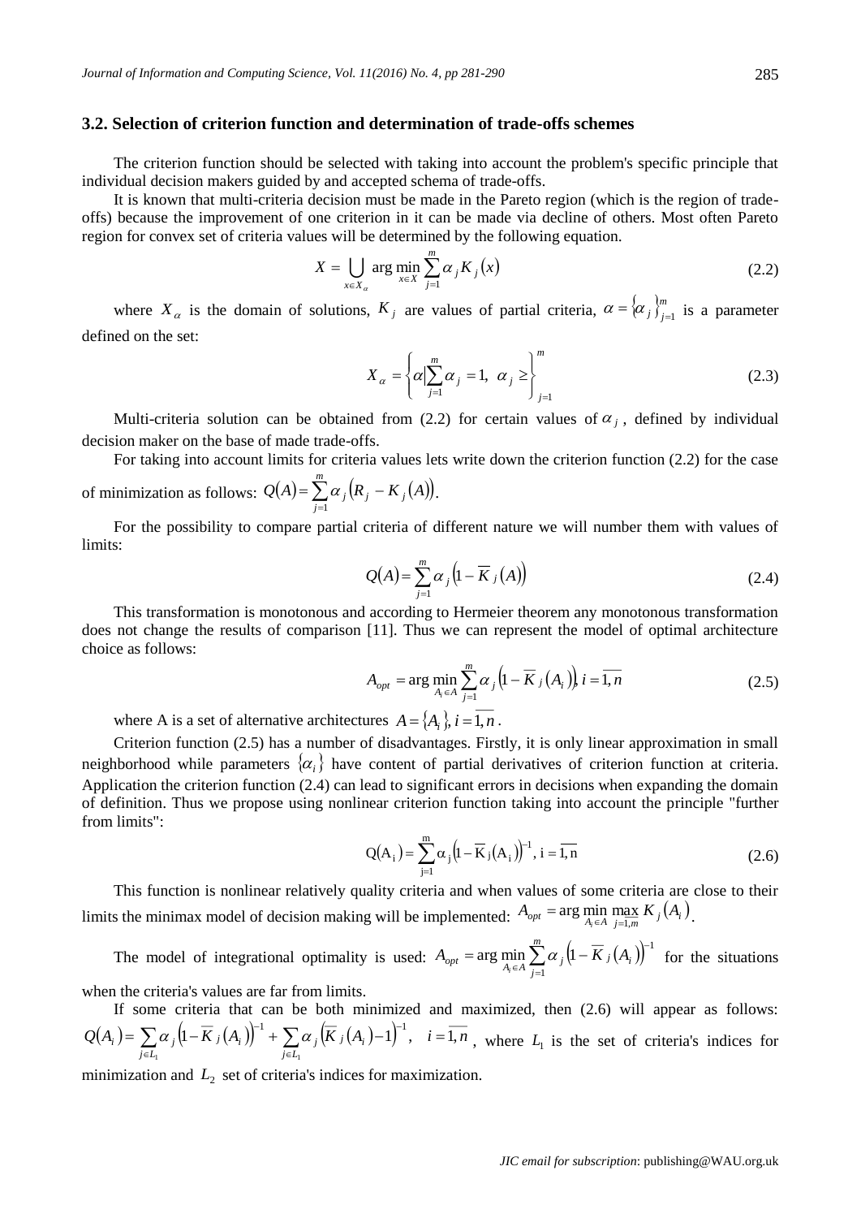### 3.2. Selection of criterion function and determination of trade-offs schemes

The criterion function should be selected with taking into account the problem's specific principle that individual decision makers guided by and accepted schema of trade-offs.

It is known that multi-criteria decision must be made in the Pareto region (which is the region of trade-offs) because the improvement of one criterion in it can be made via decline of others. Most often Pareto region for convex set of criteria values will be determined by the following equation.

$$X = \bigcup_{x \in X_\alpha} \arg\min_{x \in X} \sum_{j=1}^{m} \alpha_j K_j(x) \tag{2.2}$$

where $X_\alpha$ is the domain of solutions, $K_j$ are values of partial criteria, $\alpha = \{\alpha_j\}_{j=1}^{m}$ is a parameter defined on the set:

$$X_\alpha = \left\{ \alpha \middle| \sum_{j=1}^{m} \alpha_j = 1,\ \alpha_j \geq \right\}_{j=1}^{m} \tag{2.3}$$

Multi-criteria solution can be obtained from (2.2) for certain values of $\alpha_j$, defined by individual decision maker on the base of made trade-offs.

For taking into account limits for criteria values lets write down the criterion function (2.2) for the case of minimization as follows: $Q(A) = \sum_{j=1}^{m} \alpha_j \left(R_j - K_j(A)\right)$.

For the possibility to compare partial criteria of different nature we will number them with values of limits:

$$Q(A) = \sum_{j=1}^{m} \alpha_j \left(1 - \overline{K}_j(A)\right) \tag{2.4}$$

This transformation is monotonous and according to Hermeier theorem any monotonous transformation does not change the results of comparison [11]. Thus we can represent the model of optimal architecture choice as follows:

$$A_{opt} = \arg\min_{A_i \in A} \sum_{j=1}^{m} \alpha_j \left(1 - \overline{K}_j(A_i)\right), i = \overline{1,n} \tag{2.5}$$

where A is a set of alternative architectures $A = \{A_i\}, i = \overline{1,n}$.

Criterion function (2.5) has a number of disadvantages. Firstly, it is only linear approximation in small neighborhood while parameters $\{\alpha_i\}$ have content of partial derivatives of criterion function at criteria. Application the criterion function (2.4) can lead to significant errors in decisions when expanding the domain of definition. Thus we propose using nonlinear criterion function taking into account the principle "further from limits":

$$Q(A_i) = \sum_{j=1}^{m} \alpha_j \left(1 - \overline{K}_j(A_i)\right)^{-1}, i = \overline{1,n} \tag{2.6}$$

This function is nonlinear relatively quality criteria and when values of some criteria are close to their limits the minimax model of decision making will be implemented: $A_{opt} = \arg\min_{A_i \in A} \max_{j=\overline{1,m}} K_j(A_i)$.

The model of integrational optimality is used: $A_{opt} = \arg\min_{A_i \in A} \sum_{j=1}^{m} \alpha_j \left(1 - \overline{K}_j(A_i)\right)^{-1}$ for the situations when the criteria's values are far from limits.

If some criteria that can be both minimized and maximized, then (2.6) will appear as follows: $Q(A_i) = \sum_{j \in L_1} \alpha_j \left(1 - \overline{K}_j(A_i)\right)^{-1} + \sum_{j \in L_1} \alpha_j \left(\overline{K}_j(A_i) - 1\right)^{-1},\quad i = \overline{1,n}$, where $L_1$ is the set of criteria's indices for minimization and $L_2$ set of criteria's indices for maximization.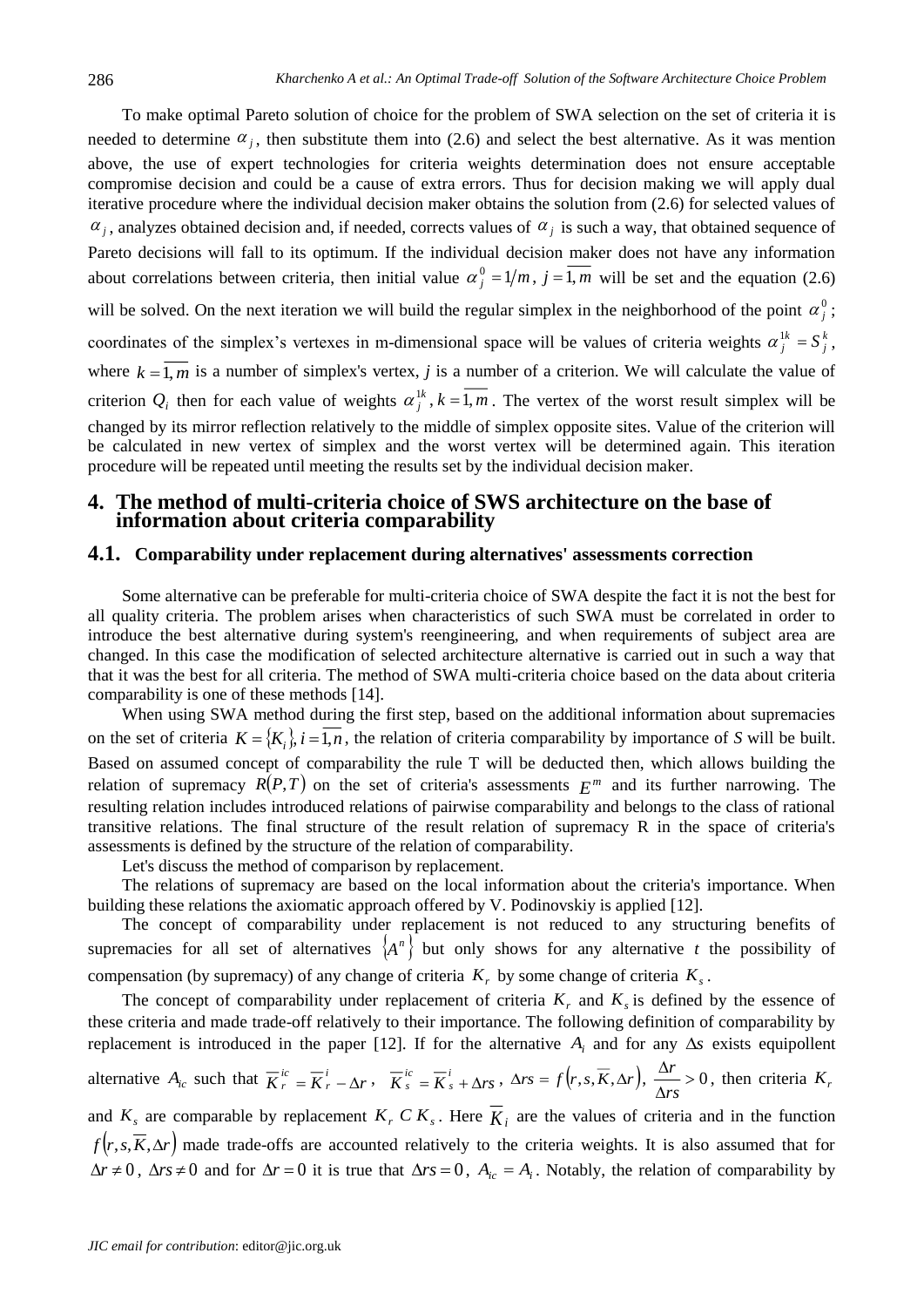To make optimal Pareto solution of choice for the problem of SWA selection on the set of criteria it is needed to determine $\alpha_j$, then substitute them into (2.6) and select the best alternative. As it was mention above, the use of expert technologies for criteria weights determination does not ensure acceptable compromise decision and could be a cause of extra errors. Thus for decision making we will apply dual iterative procedure where the individual decision maker obtains the solution from (2.6) for selected values of $\alpha_j$, analyzes obtained decision and, if needed, corrects values of $\alpha_j$ is such a way, that obtained sequence of Pareto decisions will fall to its optimum. If the individual decision maker does not have any information about correlations between criteria, then initial value $\alpha_j^0 = 1/m$, $j = \overline{1,m}$ will be set and the equation (2.6) will be solved. On the next iteration we will build the regular simplex in the neighborhood of the point $\alpha_j^0$; coordinates of the simplex's vertexes in m-dimensional space will be values of criteria weights $\alpha_j^{1k} = S_j^k$, where $k = \overline{1,m}$ is a number of simplex's vertex, $j$ is a number of a criterion. We will calculate the value of criterion $Q_i$ then for each value of weights $\alpha_j^{1k}$, $k = \overline{1,m}$. The vertex of the worst result simplex will be changed by its mirror reflection relatively to the middle of simplex opposite sites. Value of the criterion will be calculated in new vertex of simplex and the worst vertex will be determined again. This iteration procedure will be repeated until meeting the results set by the individual decision maker.

## 4. The method of multi-criteria choice of SWS architecture on the base of information about criteria comparability

### 4.1. Comparability under replacement during alternatives' assessments correction

Some alternative can be preferable for multi-criteria choice of SWA despite the fact it is not the best for all quality criteria. The problem arises when characteristics of such SWA must be correlated in order to introduce the best alternative during system's reengineering, and when requirements of subject area are changed. In this case the modification of selected architecture alternative is carried out in such a way that that it was the best for all criteria. The method of SWA multi-criteria choice based on the data about criteria comparability is one of these methods [14].

When using SWA method during the first step, based on the additional information about supremacies on the set of criteria $K = \{K_i\}, i = \overline{1,n}$, the relation of criteria comparability by importance of *S* will be built. Based on assumed concept of comparability the rule T will be deducted then, which allows building the relation of supremacy $R(P,T)$ on the set of criteria's assessments $E^m$ and its further narrowing. The resulting relation includes introduced relations of pairwise comparability and belongs to the class of rational transitive relations. The final structure of the result relation of supremacy R in the space of criteria's assessments is defined by the structure of the relation of comparability.

Let's discuss the method of comparison by replacement.

The relations of supremacy are based on the local information about the criteria's importance. When building these relations the axiomatic approach offered by V. Podinovskiy is applied [12].

The concept of comparability under replacement is not reduced to any structuring benefits of supremacies for all set of alternatives $\{A^n\}$ but only shows for any alternative *t* the possibility of compensation (by supremacy) of any change of criteria $K_r$ by some change of criteria $K_s$.

The concept of comparability under replacement of criteria $K_r$ and $K_s$ is defined by the essence of these criteria and made trade-off relatively to their importance. The following definition of comparability by replacement is introduced in the paper [12]. If for the alternative $A_i$ and for any $\Delta s$ exists equipollent alternative $A_{ic}$ such that $\overline{K}_r^{ic} = \overline{K}_r^i - \Delta r$, $\overline{K}_s^{ic} = \overline{K}_s^i + \Delta rs$, $\Delta rs = f(r, s, \overline{K}, \Delta r)$, $\frac{\Delta r}{\Delta rs} > 0$, then criteria $K_r$ and $K_s$ are comparable by replacement $K_r \; C \; K_s$. Here $\overline{K}_i$ are the values of criteria and in the function $f(r, s, \overline{K}, \Delta r)$ made trade-offs are accounted relatively to the criteria weights. It is also assumed that for $\Delta r \neq 0$, $\Delta rs \neq 0$ and for $\Delta r = 0$ it is true that $\Delta rs = 0$, $A_{ic} = A_i$. Notably, the relation of comparability by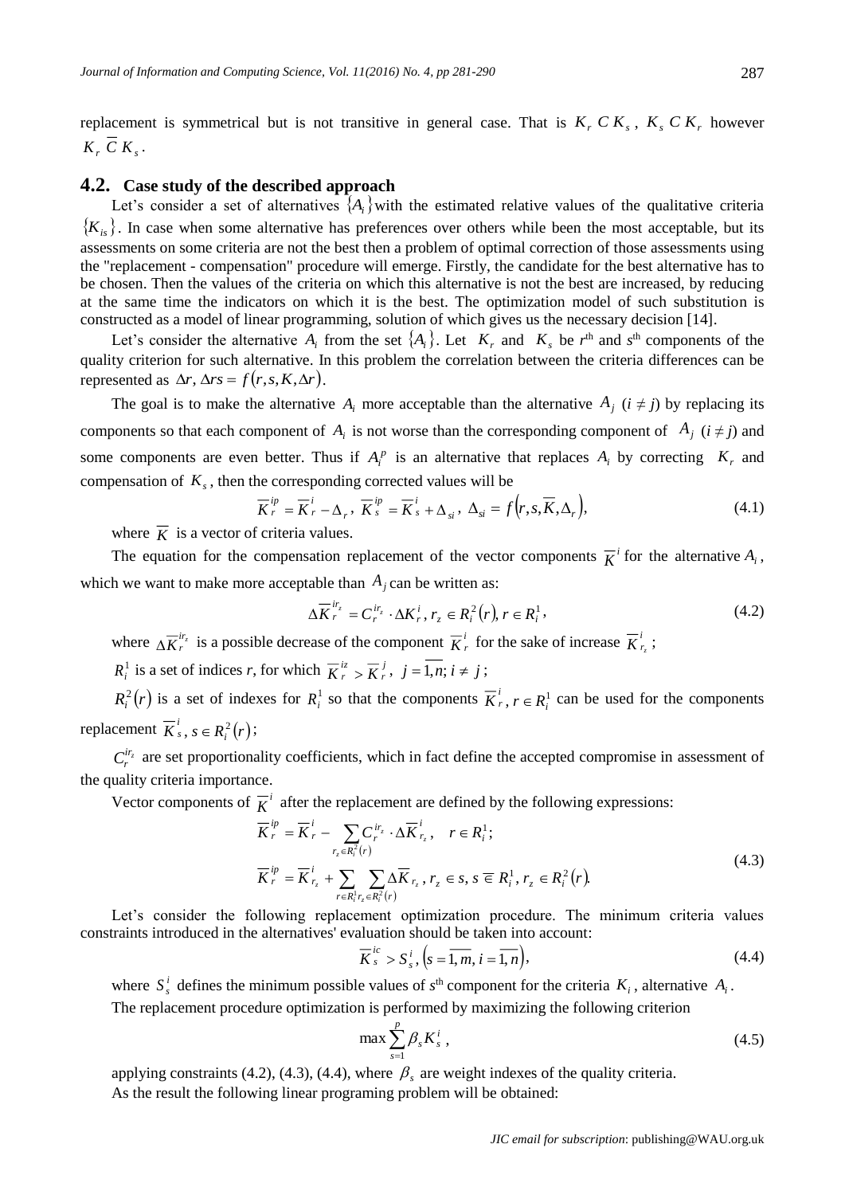replacement is symmetrical but is not transitive in general case. That is $K_r \, C \, K_s$, $K_s \, C \, K_r$ however $K_r \, \overline{C} \, K_s$.

## 4.2. Case study of the described approach

Let's consider a set of alternatives $\{A_i\}$ with the estimated relative values of the qualitative criteria $\{K_{is}\}$. In case when some alternative has preferences over others while been the most acceptable, but its assessments on some criteria are not the best then a problem of optimal correction of those assessments using the "replacement - compensation" procedure will emerge. Firstly, the candidate for the best alternative has to be chosen. Then the values of the criteria on which this alternative is not the best are increased, by reducing at the same time the indicators on which it is the best. The optimization model of such substitution is constructed as a model of linear programming, solution of which gives us the necessary decision [14].

Let's consider the alternative $A_i$ from the set $\{A_i\}$. Let $K_r$ and $K_s$ be $r$th and $s$th components of the quality criterion for such alternative. In this problem the correlation between the criteria differences can be represented as $\Delta r, \Delta rs = f(r, s, K, \Delta r)$.

The goal is to make the alternative $A_i$ more acceptable than the alternative $A_j$ ($i \neq j$) by replacing its components so that each component of $A_i$ is not worse than the corresponding component of $A_j$ ($i \neq j$) and some components are even better. Thus if $A_i^p$ is an alternative that replaces $A_i$ by correcting $K_r$ and compensation of $K_s$, then the corresponding corrected values will be

$$\overline{K}_r^{ip} = \overline{K}_r^i - \Delta_r, \; \overline{K}_s^{ip} = \overline{K}_s^i + \Delta_{si}, \; \Delta_{si} = f\left(r, s, \overline{K}, \Delta_r\right), \tag{4.1}$$

where $\overline{K}$ is a vector of criteria values.

The equation for the compensation replacement of the vector components $\overline{K}^i$ for the alternative $A_i$, which we want to make more acceptable than $A_j$ can be written as:

$$\Delta \overline{K}_r^{ir_z} = C_r^{ir_z} \cdot \Delta K_r^i, r_z \in R_i^2(r), r \in R_i^1, \tag{4.2}$$

where $\Delta \overline{K}_r^{ir_z}$ is a possible decrease of the component $\overline{K}_r^i$ for the sake of increase $\overline{K}_{r_z}^i$;

$R_i^1$ is a set of indices $r$, for which $\overline{K}_r^{iz} > \overline{K}_r^j$, $j = \overline{1, n}; i \neq j$;

$R_i^2(r)$ is a set of indexes for $R_i^1$ so that the components $\overline{K}_r^i, r \in R_i^1$ can be used for the components replacement $\overline{K}_s^i, s \in R_i^2(r)$;

$C_r^{ir_z}$ are set proportionality coefficients, which in fact define the accepted compromise in assessment of the quality criteria importance.

Vector components of $\overline{K}^i$ after the replacement are defined by the following expressions:

$$\begin{aligned}
\overline{K}_r^{ip} &= \overline{K}_r^i - \sum_{r_z \in R_i^2(r)} C_r^{ir_z} \cdot \Delta \overline{K}_{r_z}^i, \quad r \in R_i^1; \\
\overline{K}_r^{ip} &= \overline{K}_{r_z}^i + \sum_{r \in R_i^1} \sum_{r_z \in R_i^2(r)} \Delta \overline{K}_{r_z}, r_z \in s, s \overline{\in} R_i^1, r_z \in R_i^2(r).
\end{aligned} \tag{4.3}$$

Let's consider the following replacement optimization procedure. The minimum criteria values constraints introduced in the alternatives' evaluation should be taken into account:

$$\overline{K}_s^{ic} > S_s^i, \left(s = \overline{1, m}, i = \overline{1, n}\right), \tag{4.4}$$

where $S_s^i$ defines the minimum possible values of $s$th component for the criteria $K_i$, alternative $A_i$.

The replacement procedure optimization is performed by maximizing the following criterion

$$\max \sum_{s=1}^{p} \beta_s K_s^i, \tag{4.5}$$

applying constraints (4.2), (4.3), (4.4), where $\beta_s$ are weight indexes of the quality criteria.

As the result the following linear programing problem will be obtained: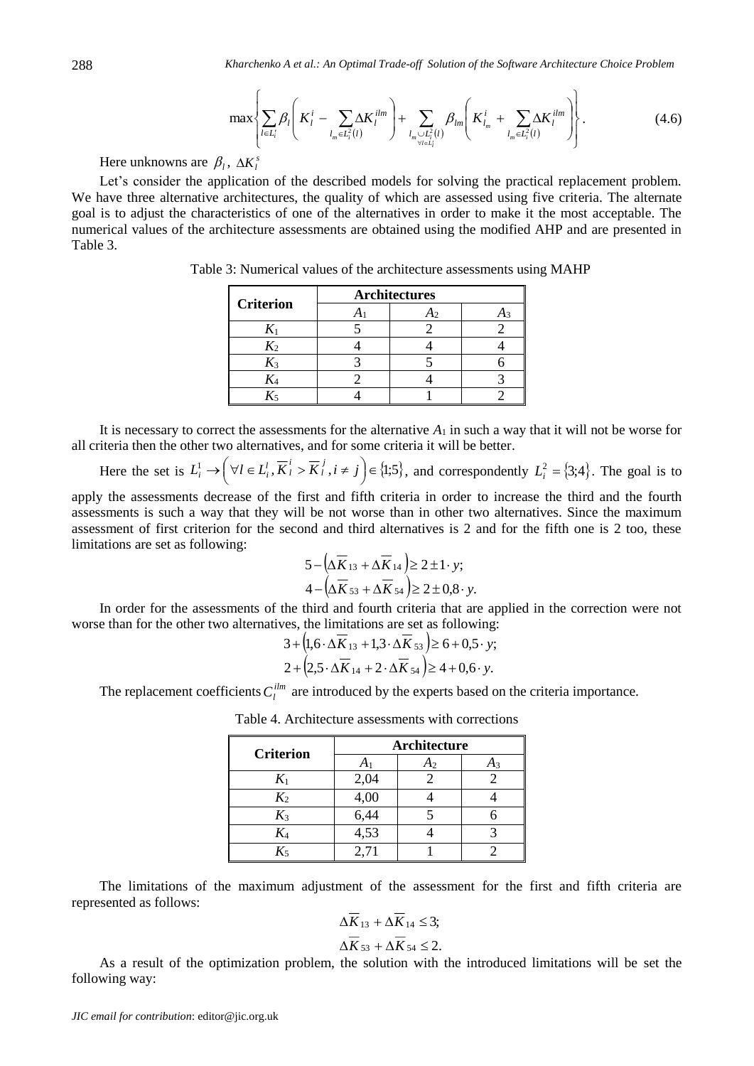$$\max\left\{\sum_{l\in L_i^t}\beta_l\left(K_l^i-\sum_{l_m\in L_i^2(l)}\Delta K_l^{ilm}\right)+\sum_{\substack{l_m\cup L_i^2(l)\\ \forall l\in L_i^1}}\beta_{lm}\left(K_{l_m}^i+\sum_{l_m\in L_i^2(l)}\Delta K_l^{ilm}\right)\right\}. \tag{4.6}$$

Here unknowns are $\beta_l$, $\Delta K_l^s$

Let's consider the application of the described models for solving the practical replacement problem. We have three alternative architectures, the quality of which are assessed using five criteria. The alternate goal is to adjust the characteristics of one of the alternatives in order to make it the most acceptable. The numerical values of the architecture assessments are obtained using the modified AHP and are presented in Table 3.

Table 3: Numerical values of the architecture assessments using MAHP

| Criterion | Architectures | | |
|---|---|---|---|
| | $A_1$ | $A_2$ | $A_3$ |
| $K_1$ | 5 | 2 | 2 |
| $K_2$ | 4 | 4 | 4 |
| $K_3$ | 3 | 5 | 6 |
| $K_4$ | 2 | 4 | 3 |
| $K_5$ | 4 | 1 | 2 |

It is necessary to correct the assessments for the alternative $A_1$ in such a way that it will not be worse for all criteria then the other two alternatives, and for some criteria it will be better.

Here the set is $L_i^1 \rightarrow \left(\forall l \in L_i^l, \overline{K}_l^i > \overline{K}_l^j, i \neq j\right) \in \{1;5\}$, and correspondently $L_i^2 = \{3;4\}$. The goal is to apply the assessments decrease of the first and fifth criteria in order to increase the third and the fourth assessments is such a way that they will be not worse than in other two alternatives. Since the maximum assessment of first criterion for the second and third alternatives is 2 and for the fifth one is 2 too, these limitations are set as following:

$$5-\left(\Delta\overline{K}_{13}+\Delta\overline{K}_{14}\right)\geq 2\pm 1\cdot y;$$
$$4-\left(\Delta\overline{K}_{53}+\Delta\overline{K}_{54}\right)\geq 2\pm 0{,}8\cdot y.$$

In order for the assessments of the third and fourth criteria that are applied in the correction were not worse than for the other two alternatives, the limitations are set as following:

$$3+\left(1{,}6\cdot\Delta\overline{K}_{13}+1{,}3\cdot\Delta\overline{K}_{53}\right)\geq 6+0{,}5\cdot y;$$
$$2+\left(2{,}5\cdot\Delta\overline{K}_{14}+2\cdot\Delta\overline{K}_{54}\right)\geq 4+0{,}6\cdot y.$$

The replacement coefficients $C_l^{ilm}$ are introduced by the experts based on the criteria importance.

Table 4. Architecture assessments with corrections

| Criterion | Architecture | | |
|---|---|---|---|
| | $A_1$ | $A_2$ | $A_3$ |
| $K_1$ | 2,04 | 2 | 2 |
| $K_2$ | 4,00 | 4 | 4 |
| $K_3$ | 6,44 | 5 | 6 |
| $K_4$ | 4,53 | 4 | 3 |
| $K_5$ | 2,71 | 1 | 2 |

The limitations of the maximum adjustment of the assessment for the first and fifth criteria are represented as follows:

$$\Delta\overline{K}_{13}+\Delta\overline{K}_{14}\leq 3;$$
$$\Delta\overline{K}_{53}+\Delta\overline{K}_{54}\leq 2.$$

As a result of the optimization problem, the solution with the introduced limitations will be set the following way: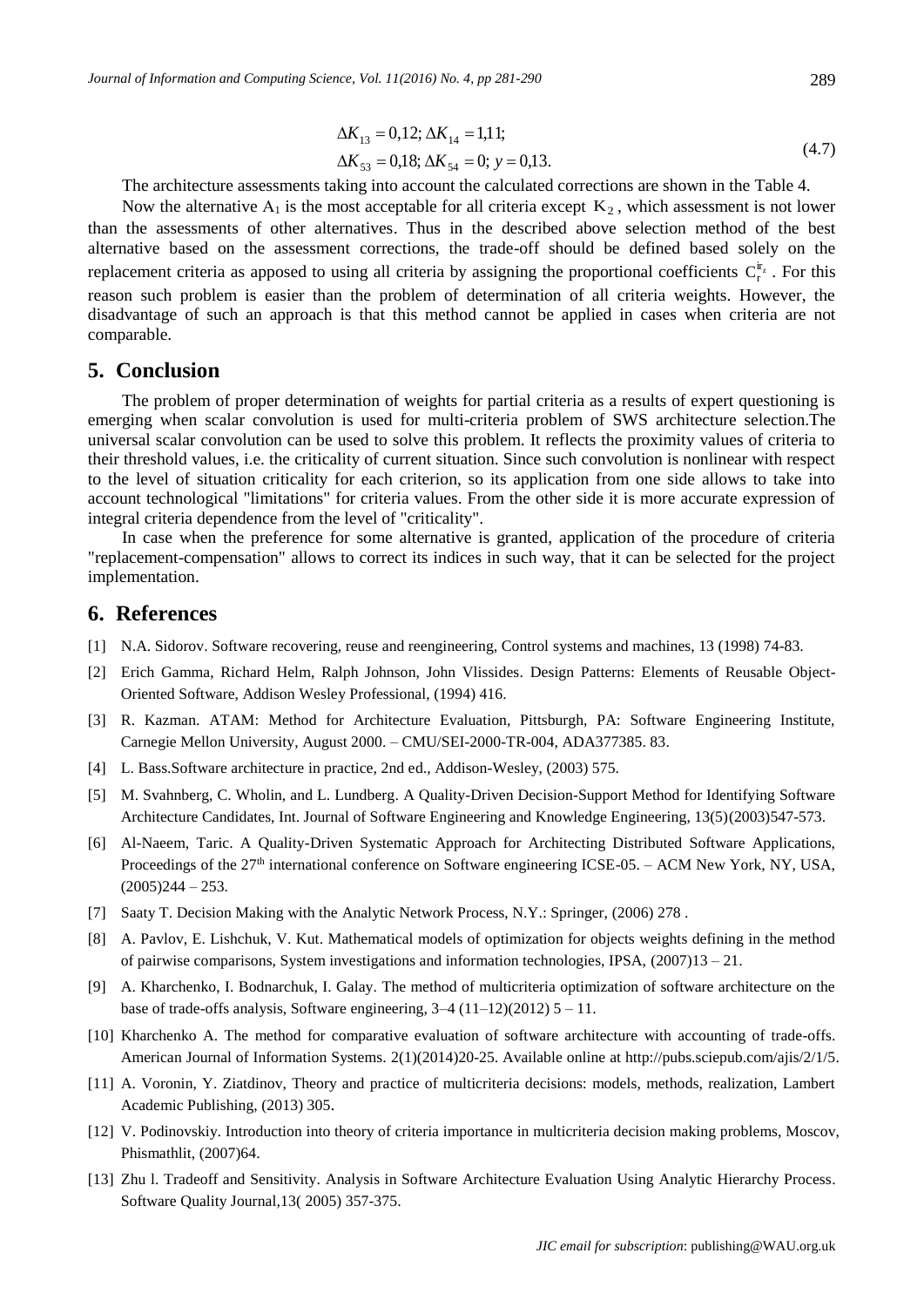$$\Delta K_{13} = 0{,}12; \Delta K_{14} = 1{,}11;$$
$$\Delta K_{53} = 0{,}18; \Delta K_{54} = 0; \ y = 0{,}13. \tag{4.7}$$

The architecture assessments taking into account the calculated corrections are shown in the Table 4.

Now the alternative $A_1$ is the most acceptable for all criteria except $K_2$, which assessment is not lower than the assessments of other alternatives. Thus in the described above selection method of the best alternative based on the assessment corrections, the trade-off should be defined based solely on the replacement criteria as apposed to using all criteria by assigning the proportional coefficients $C_r^{ir_z}$. For this reason such problem is easier than the problem of determination of all criteria weights. However, the disadvantage of such an approach is that this method cannot be applied in cases when criteria are not comparable.

## 5. Conclusion

The problem of proper determination of weights for partial criteria as a results of expert questioning is emerging when scalar convolution is used for multi-criteria problem of SWS architecture selection.The universal scalar convolution can be used to solve this problem. It reflects the proximity values of criteria to their threshold values, i.e. the criticality of current situation. Since such convolution is nonlinear with respect to the level of situation criticality for each criterion, so its application from one side allows to take into account technological "limitations" for criteria values. From the other side it is more accurate expression of integral criteria dependence from the level of "criticality".

In case when the preference for some alternative is granted, application of the procedure of criteria "replacement-compensation" allows to correct its indices in such way, that it can be selected for the project implementation.

## 6. References

[1] N.A. Sidorov. Software recovering, reuse and reengineering, Control systems and machines, 13 (1998) 74-83.

[2] Erich Gamma, Richard Helm, Ralph Johnson, John Vlissides. Design Patterns: Elements of Reusable Object-Oriented Software, Addison Wesley Professional, (1994) 416.

[3] R. Kazman. ATAM: Method for Architecture Evaluation, Pittsburgh, PA: Software Engineering Institute, Carnegie Mellon University, August 2000. – CMU/SEI-2000-TR-004, ADA377385. 83.

[4] L. Bass.Software architecture in practice, 2nd ed., Addison-Wesley, (2003) 575.

[5] M. Svahnberg, C. Wholin, and L. Lundberg. A Quality-Driven Decision-Support Method for Identifying Software Architecture Candidates, Int. Journal of Software Engineering and Knowledge Engineering, 13(5)(2003)547-573.

[6] Al-Naeem, Taric. A Quality-Driven Systematic Approach for Architecting Distributed Software Applications, Proceedings of the 27th international conference on Software engineering ICSE-05. – ACM New York, NY, USA, (2005)244 – 253.

[7] Saaty T. Decision Making with the Analytic Network Process, N.Y.: Springer, (2006) 278 .

[8] A. Pavlov, E. Lishchuk, V. Kut. Mathematical models of optimization for objects weights defining in the method of pairwise comparisons, System investigations and information technologies, IPSA, (2007)13 – 21.

[9] A. Kharchenko, I. Bodnarchuk, I. Galay. The method of multicriteria optimization of software architecture on the base of trade-offs analysis, Software engineering, 3–4 (11–12)(2012) 5 – 11.

[10] Kharchenko A. The method for comparative evaluation of software architecture with accounting of trade-offs. American Journal of Information Systems. 2(1)(2014)20-25. Available online at http://pubs.sciepub.com/ajis/2/1/5.

[11] A. Voronin, Y. Ziatdinov, Theory and practice of multicriteria decisions: models, methods, realization, Lambert Academic Publishing, (2013) 305.

[12] V. Podinovskiy. Introduction into theory of criteria importance in multicriteria decision making problems, Moscov, Phismathlit, (2007)64.

[13] Zhu l. Tradeoff and Sensitivity. Analysis in Software Architecture Evaluation Using Analytic Hierarchy Process. Software Quality Journal,13( 2005) 357-375.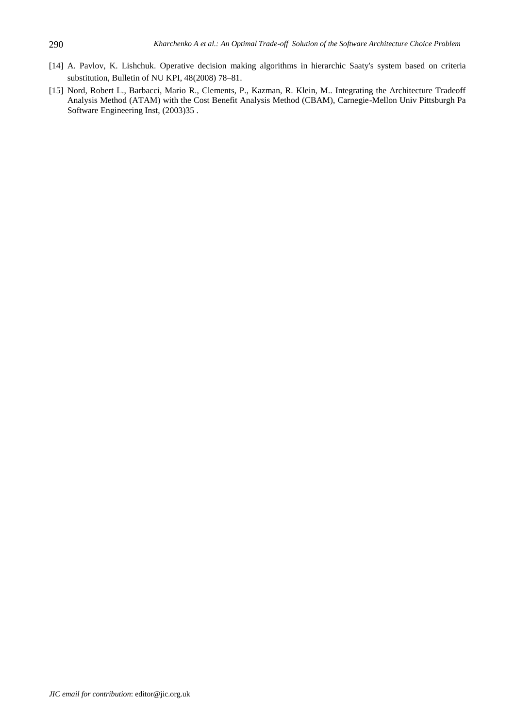[14] A. Pavlov, K. Lishchuk. Operative decision making algorithms in hierarchic Saaty's system based on criteria substitution, Bulletin of NU KPI, 48(2008) 78–81.

[15] Nord, Robert L., Barbacci, Mario R., Clements, P., Kazman, R. Klein, M.. Integrating the Architecture Tradeoff Analysis Method (ATAM) with the Cost Benefit Analysis Method (CBAM), Carnegie-Mellon Univ Pittsburgh Pa Software Engineering Inst, (2003)35 .